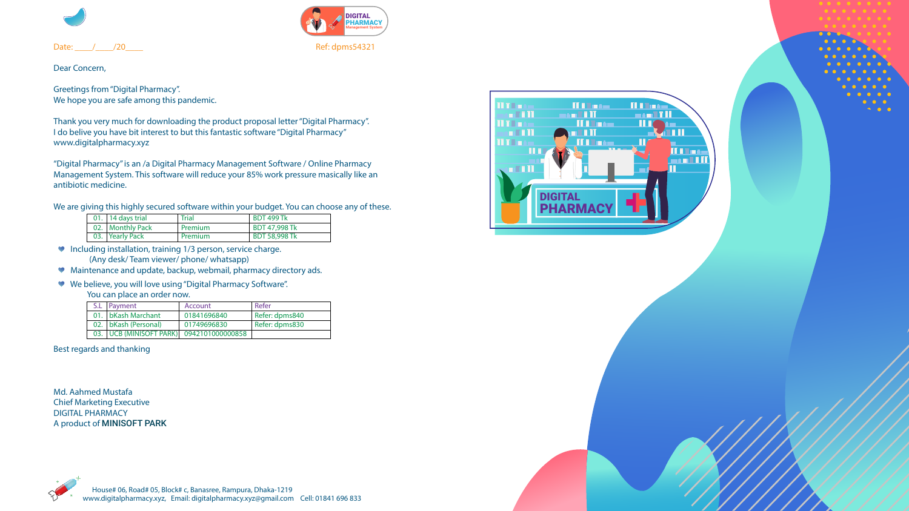Date: ____/____/20____

Ref: dpms54321

Dear Concern,

Greetings from "Digital Pharmacy".
We hope you are safe among this pandemic.

Thank you very much for downloading the product proposal letter "Digital Pharmacy".
I do belive you have bit interest to but this fantastic software "Digital Pharmacy"
www.digitalpharmacy.xyz

"Digital Pharmacy" is an /a Digital Pharmacy Management Software / Online Pharmacy Management System. This software will reduce your 85% work pressure masically like an antibiotic medicine.

We are giving this highly secured software within your budget. You can choose any of these.

| | | | |
|---|---|---|---|
| 01. | 14 days trial | Trial | BDT 499 Tk |
| 02. | Monthly Pack | Premium | BDT 47,998 Tk |
| 03. | Yearly Pack | Premium | BDT 58,998 Tk |

- Including installation, training 1/3 person, service charge.
  (Any desk/ Team viewer/ phone/ whatsapp)
- Maintenance and update, backup, webmail, pharmacy directory ads.
- We believe, you will love using "Digital Pharmacy Software".
  You can place an order now.

| S.L | Payment | Account | Refer |
|---|---|---|---|
| 01. | bKash Marchant | 01841696840 | Refer: dpms840 |
| 02. | bKash (Personal) | 01749696830 | Refer: dpms830 |
| 03. | UCB (MINISOFT PARK) | 0942101000000858 | |

Best regards and thanking

Md. Aahmed Mustafa
Chief Marketing Executive
DIGITAL PHARMACY
A product of **MINISOFT PARK**

House# 06, Road# 05, Block# c, Banasree, Rampura, Dhaka-1219
www.digitalpharmacy.xyz, Email: digitalpharmacy.xyz@gmail.com Cell: 01841 696 833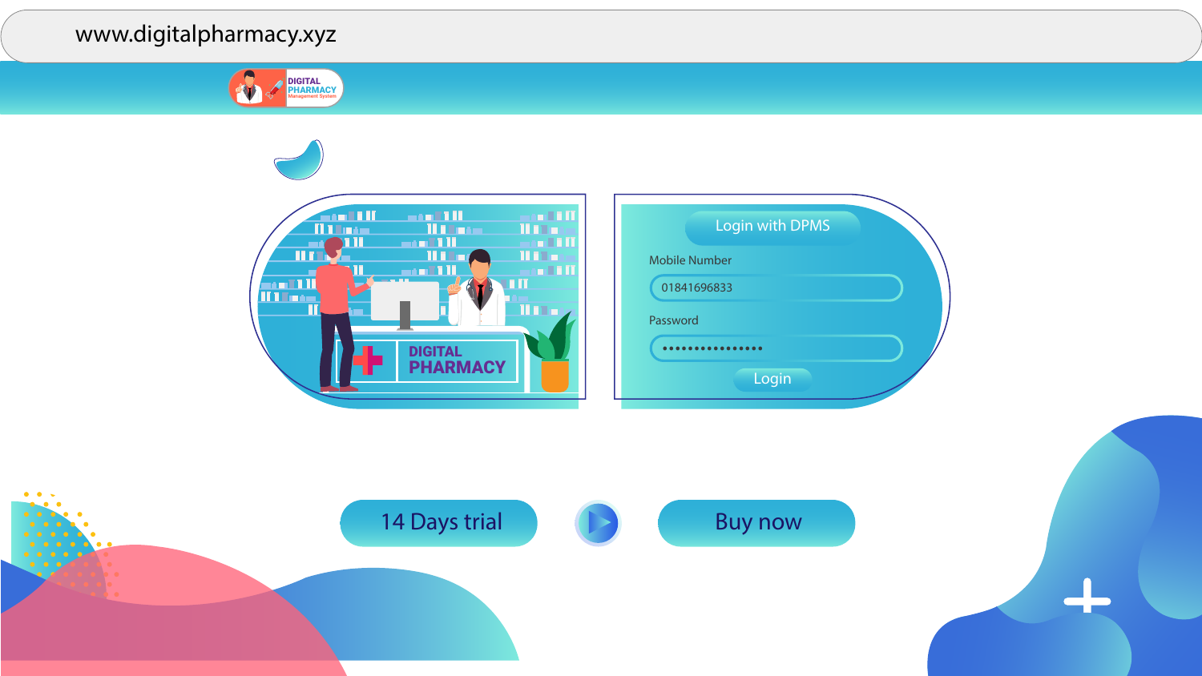www.digitalpharmacy.xyz

DIGITAL PHARMACY Management System

DIGITAL PHARMACY

Login with DPMS

Mobile Number

01841696833

Password

••••••••••••••••

Login

14 Days trial

Buy now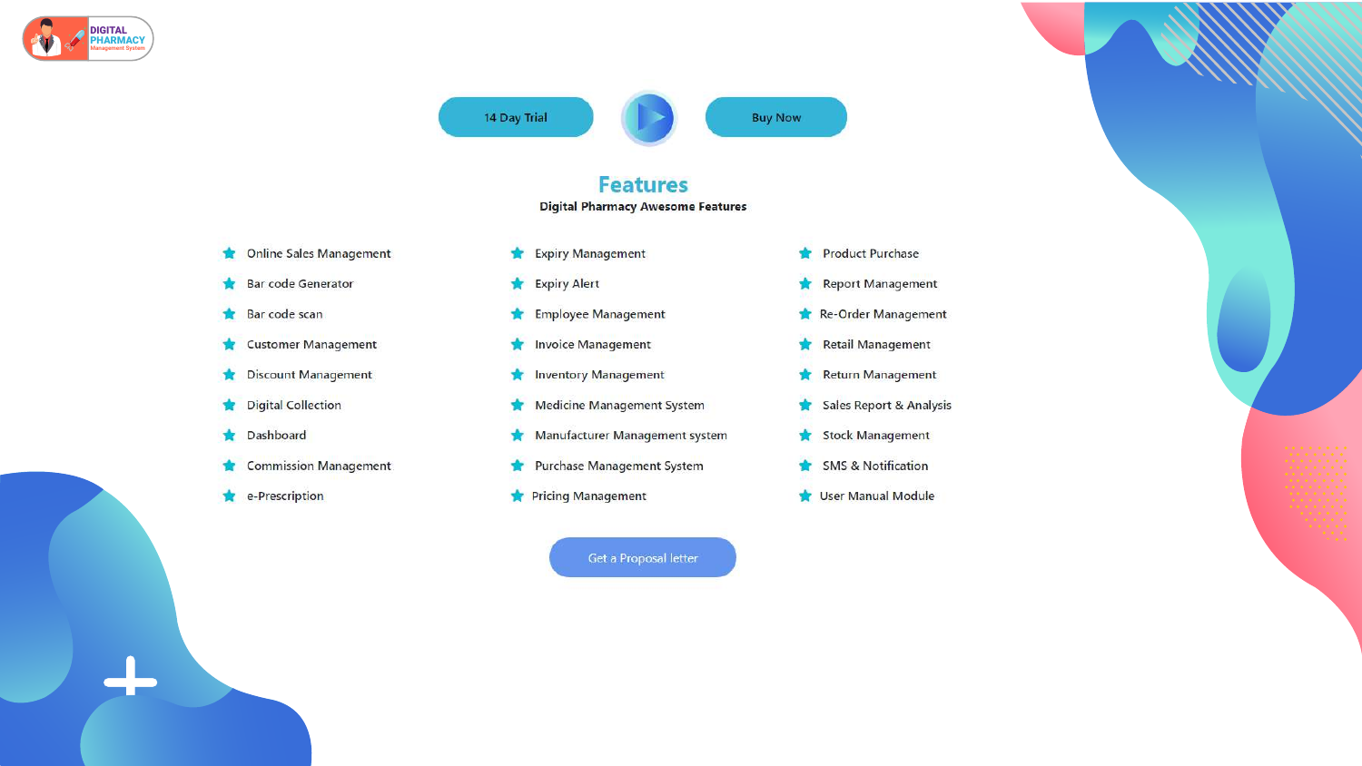14 Day Trial

Buy Now

# Features

**Digital Pharmacy Awesome Features**

- Online Sales Management
- Bar code Generator
- Bar code scan
- Customer Management
- Discount Management
- Digital Collection
- Dashboard
- Commission Management
- e-Prescription
- Expiry Management
- Expiry Alert
- Employee Management
- Invoice Management
- Inventory Management
- Medicine Management System
- Manufacturer Management system
- Purchase Management System
- Pricing Management
- Product Purchase
- Report Management
- Re-Order Management
- Retail Management
- Return Management
- Sales Report & Analysis
- Stock Management
- SMS & Notification
- User Manual Module

Get a Proposal letter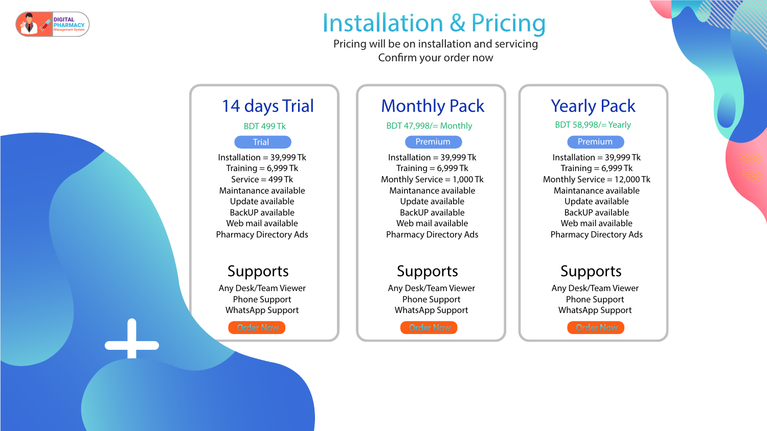# Installation & Pricing

Pricing will be on installation and servicing

Confirm your order now

## 14 days Trial

BDT 499 Tk

Trial

Installation = 39,999 Tk
Training = 6,999 Tk
Service = 499 Tk
Maintanance available
Update available
BackUP available
Web mail available
Pharmacy Directory Ads

### Supports

Any Desk/Team Viewer
Phone Support
WhatsApp Support

Order Now

## Monthly Pack

BDT 47,998/= Monthly

Premium

Installation = 39,999 Tk
Training = 6,999 Tk
Monthly Service = 1,000 Tk
Maintanance available
Update available
BackUP available
Web mail available
Pharmacy Directory Ads

### Supports

Any Desk/Team Viewer
Phone Support
WhatsApp Support

Order Now

## Yearly Pack

BDT 58,998/= Yearly

Premium

Installation = 39,999 Tk
Training = 6,999 Tk
Monthly Service = 12,000 Tk
Maintanance available
Update available
BackUP available
Web mail available
Pharmacy Directory Ads

### Supports

Any Desk/Team Viewer
Phone Support
WhatsApp Support

Order Now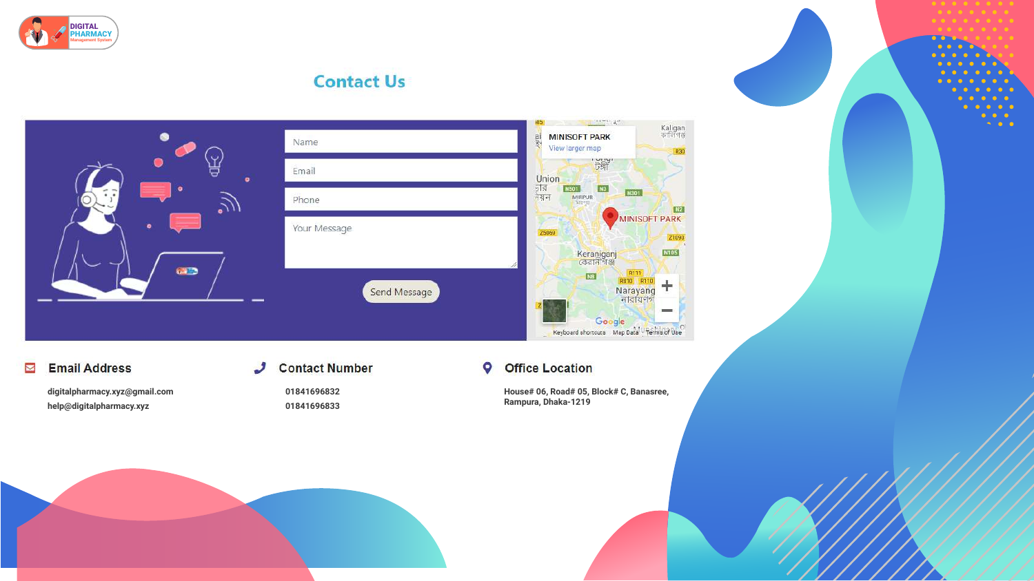## Contact Us

Name

Email

Phone

Your Message

Send Message

MINISOFT PARK
View larger map

### Email Address

digitalpharmacy.xyz@gmail.com
help@digitalpharmacy.xyz

### Contact Number

01841696832
01841696833

### Office Location

House# 06, Road# 05, Block# C, Banasree, Rampura, Dhaka-1219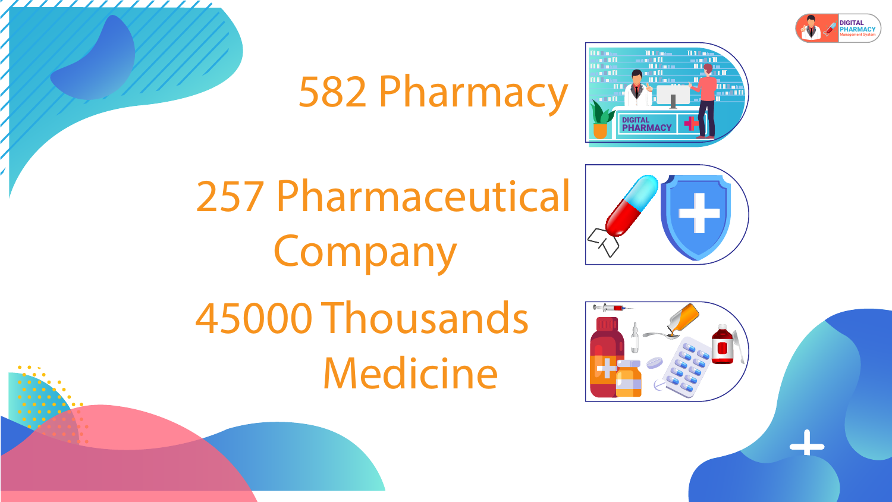582 Pharmacy

257 Pharmaceutical Company

45000 Thousands Medicine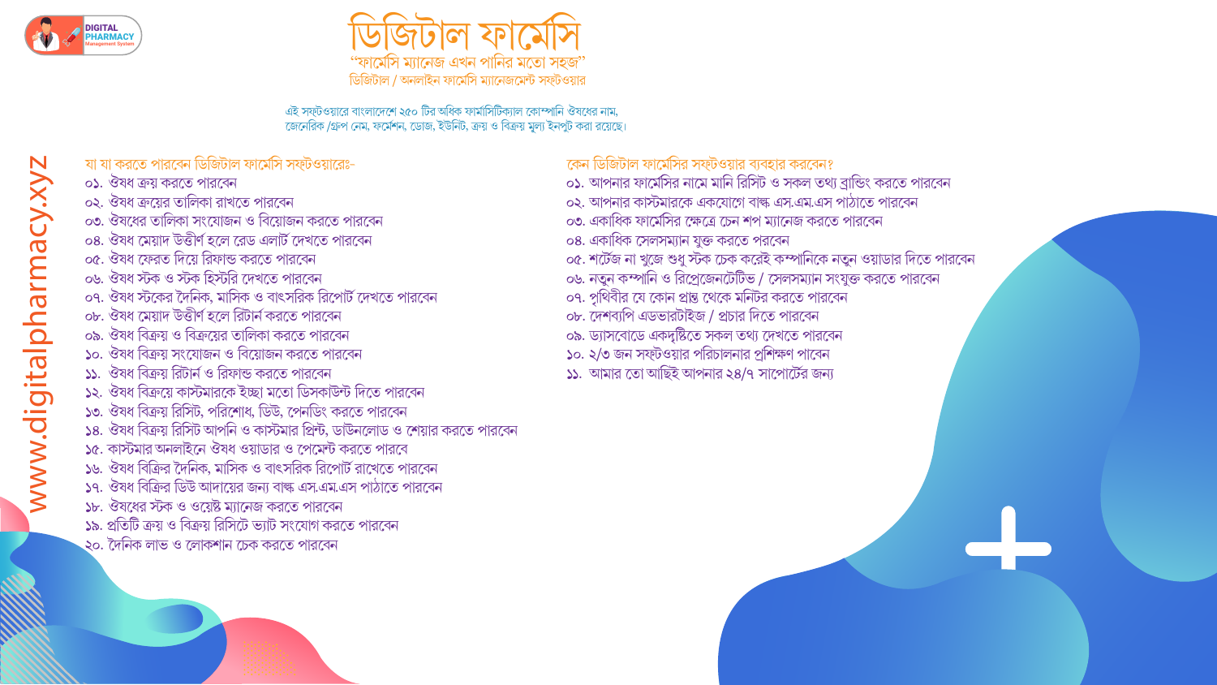DIGITAL PHARMACY Management System

# ডিজিটাল ফার্মেসি

"ফার্মেসি ম্যানেজ এখন পানির মতো সহজ"

ডিজিটাল / অনলাইন ফার্মেসি ম্যানেজমেন্ট সফটওয়ার

এই সফটওয়্যারে বাংলাদেশে ২৫০ টির অধিক ফার্মাসিটিক্যাল কোম্পানি ঔষধের নাম, জেনেরিক /গ্রুপ নেম, ফর্মেশন, ডোজ, ইউনিট, ক্রয় ও বিক্রয় মূল্য ইনপুট করা রয়েছে।

www.digitalpharmacy.xyz

## যা যা করতে পারবেন ডিজিটাল ফার্মেসি সফটওয়্যারেঃ-

০১. ঔষধ ক্রয় করতে পারবেন
০২. ঔষধ ক্রয়ের তালিকা রাখতে পারবেন
০৩. ঔষধের তালিকা সংযোজন ও বিয়োজন করতে পারবেন
০৪. ঔষধ মেয়াদ উত্তীর্ণ হলে রেড এলার্ট দেখতে পারবেন
০৫. ঔষধ ফেরত দিয়ে রিফান্ড করতে পারবেন
০৬. ঔষধ স্টক ও স্টক হিস্টরি দেখতে পারবেন
০৭. ঔষধ স্টকের দৈনিক, মাসিক ও বাৎসরিক রিপোর্ট দেখতে পারবেন
০৮. ঔষধ মেয়াদ উত্তীর্ণ হলে রিটার্ন করতে পারবেন
০৯. ঔষধ বিক্রয় ও বিক্রয়ের তালিকা করতে পারবেন
১০. ঔষধ বিক্রয় সংযোজন ও বিয়োজন করতে পারবেন
১১. ঔষধ বিক্রয় রিটার্ন ও রিফান্ড করতে পারবেন
১২. ঔষধ বিক্রয়ে কাস্টমারকে ইচ্ছা মতো ডিসকাউন্ট দিতে পারবেন
১৩. ঔষধ বিক্রয় রিসিট, পরিশোধ, ডিউ, পেনডিং করতে পারবেন
১৪. ঔষধ বিক্রয় রিসিট আপনি ও কাস্টমার প্রিন্ট, ডাউনলোড ও শেয়ার করতে পারবেন
১৫. কাস্টমার অনলাইনে ঔষধ ওয়াডার ও পেমেন্ট করতে পারবে
১৬. ঔষধ বিক্রির দৈনিক, মাসিক ও বাৎসরিক রিপোর্ট রাখেতে পারবেন
১৭. ঔষধ বিক্রির ডিউ আদায়ের জন্য বাল্ক এস.এম.এস পাঠাতে পারবেন
১৮. ঔষধের স্টক ও ওয়েষ্ট ম্যানেজ করতে পারবেন
১৯. প্রতিটি ক্রয় ও বিক্রয় রিসিটে ভ্যাট সংযোগ করতে পারবেন
২০. দৈনিক লাভ ও লোকশান চেক করতে পারবেন

## কেন ডিজিটাল ফার্মেসির সফটওয়্যার ব্যবহার করবেন?

০১. আপনার ফার্মেসির নামে মানি রিসিট ও সকল তথ্য ব্রান্ডিং করতে পারবেন
০২. আপনার কাস্টমারকে একযোগে বাল্ক এস.এম.এস পাঠাতে পারবেন
০৩. একাধিক ফার্মেসির ক্ষেত্রে চেন শপ ম্যানেজ করতে পারবেন
০৪. একাধিক সেলসম্যান যুক্ত করতে পরবেন
০৫. শর্টেজ না খুজে শুধু স্টক চেক করেই কম্পানিকে নতুন ওয়াডার দিতে পারবেন
০৬. নতুন কম্পানি ও রিপ্রেজেনটেটিভ / সেলসম্যান সংযুক্ত করতে পারবেন
০৭. পৃথিবীর যে কোন প্রান্ত থেকে মনিটর করতে পারবেন
০৮. দেশব্যপি এডভারটাইজ / প্রচার দিতে পারবেন
০৯. ড্যাসবোডে একদৃষ্টিতে সকল তথ্য দেখতে পারবেন
১০. ২/৩ জন সফটওয়ার পরিচালনার প্রশিক্ষণ পাবেন
১১. আমার তো আছিই আপনার ২৪/৭ সাপোর্টের জন্য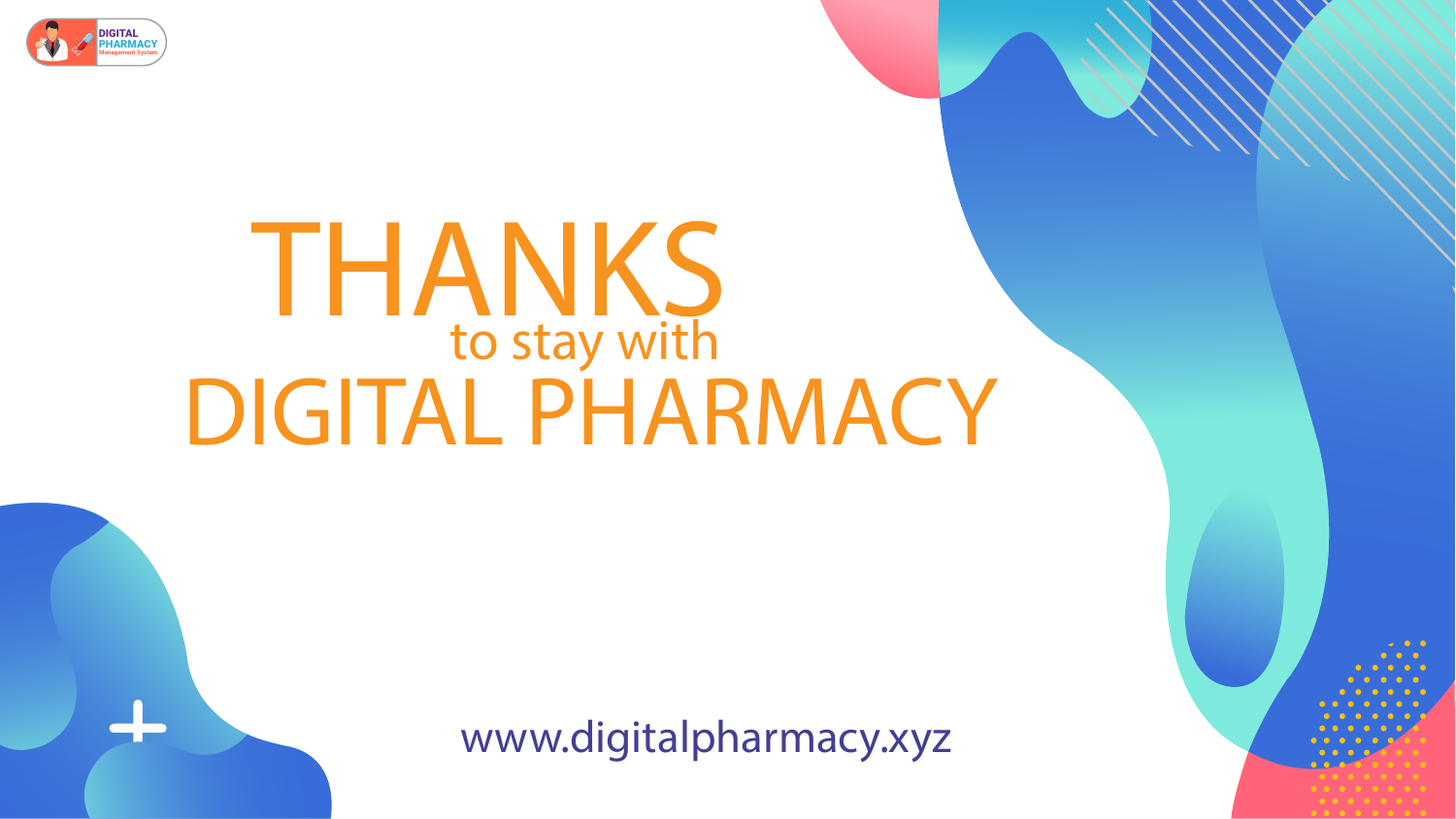# THANKS
to stay with
# DIGITAL PHARMACY

www.digitalpharmacy.xyz